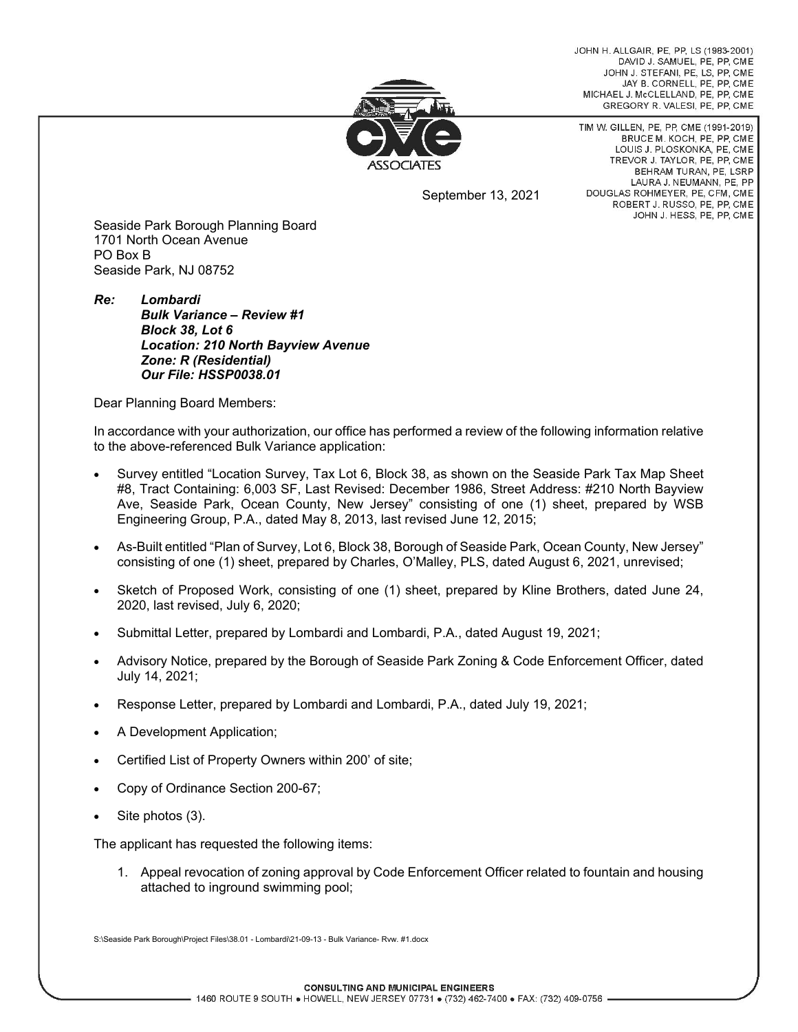JOHN H. ALLGAIR, PE, PP, LS (1983-2001)
DAVID J. SAMUEL, PE, PP, CME
JOHN J. STEFANI, PE, LS, PP, CME
JAY B. CORNELL, PE, PP, CME
MICHAEL J. McCLELLAND, PE, PP, CME
GREGORY R. VALESI, PE, PP, CME

TIM W. GILLEN, PE, PP, CME (1991-2019)
BRUCE M. KOCH, PE, PP, CME
LOUIS J. PLOSKONKA, PE, CME
TREVOR J. TAYLOR, PE, PP, CME
BEHRAM TURAN, PE, LSRP
LAURA J. NEUMANN, PE, PP
DOUGLAS ROHMEYER, PE, CFM, CME
ROBERT J. RUSSO, PE, PP, CME
JOHN J. HESS, PE, PP, CME

CME ASSOCIATES

September 13, 2021

Seaside Park Borough Planning Board
1701 North Ocean Avenue
PO Box B
Seaside Park, NJ 08752

***Re: Lombardi***
***Bulk Variance – Review #1***
***Block 38, Lot 6***
***Location: 210 North Bayview Avenue***
***Zone: R (Residential)***
***Our File: HSSP0038.01***

Dear Planning Board Members:

In accordance with your authorization, our office has performed a review of the following information relative to the above-referenced Bulk Variance application:

- Survey entitled "Location Survey, Tax Lot 6, Block 38, as shown on the Seaside Park Tax Map Sheet #8, Tract Containing: 6,003 SF, Last Revised: December 1986, Street Address: #210 North Bayview Ave, Seaside Park, Ocean County, New Jersey" consisting of one (1) sheet, prepared by WSB Engineering Group, P.A., dated May 8, 2013, last revised June 12, 2015;
- As-Built entitled "Plan of Survey, Lot 6, Block 38, Borough of Seaside Park, Ocean County, New Jersey" consisting of one (1) sheet, prepared by Charles, O'Malley, PLS, dated August 6, 2021, unrevised;
- Sketch of Proposed Work, consisting of one (1) sheet, prepared by Kline Brothers, dated June 24, 2020, last revised, July 6, 2020;
- Submittal Letter, prepared by Lombardi and Lombardi, P.A., dated August 19, 2021;
- Advisory Notice, prepared by the Borough of Seaside Park Zoning & Code Enforcement Officer, dated July 14, 2021;
- Response Letter, prepared by Lombardi and Lombardi, P.A., dated July 19, 2021;
- A Development Application;
- Certified List of Property Owners within 200' of site;
- Copy of Ordinance Section 200-67;
- Site photos (3).

The applicant has requested the following items:

1. Appeal revocation of zoning approval by Code Enforcement Officer related to fountain and housing attached to inground swimming pool;

S:\Seaside Park Borough\Project Files\38.01 - Lombardi\21-09-13 - Bulk Variance- Rvw. #1.docx

CONSULTING AND MUNICIPAL ENGINEERS
1460 ROUTE 9 SOUTH • HOWELL, NEW JERSEY 07731 • (732) 462-7400 • FAX: (732) 409-0756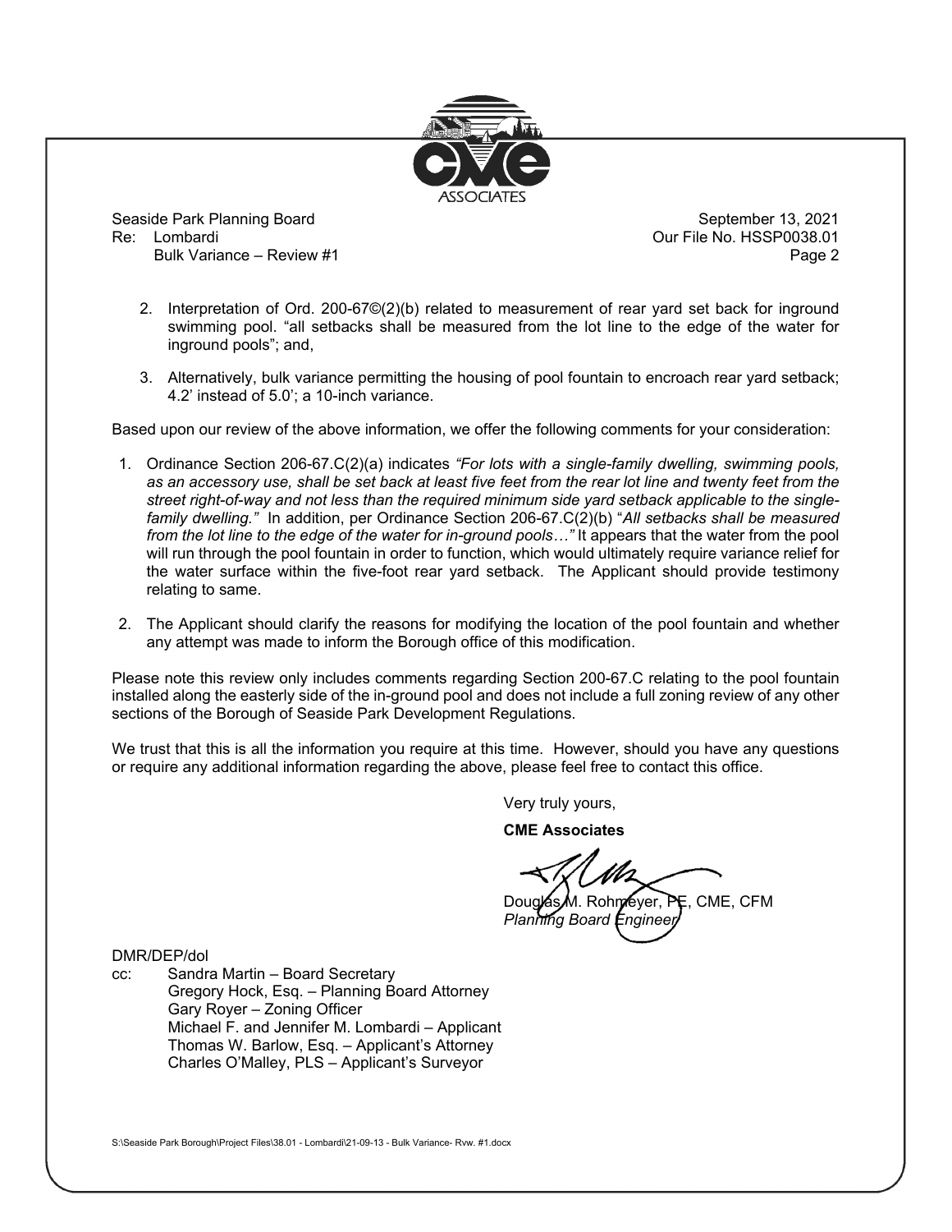2. Interpretation of Ord. 200-67©(2)(b) related to measurement of rear yard set back for inground swimming pool. “all setbacks shall be measured from the lot line to the edge of the water for inground pools”; and,

3. Alternatively, bulk variance permitting the housing of pool fountain to encroach rear yard setback; 4.2’ instead of 5.0’; a 10-inch variance.

Based upon our review of the above information, we offer the following comments for your consideration:

1. Ordinance Section 206-67.C(2)(a) indicates *“For lots with a single-family dwelling, swimming pools, as an accessory use, shall be set back at least five feet from the rear lot line and twenty feet from the street right-of-way and not less than the required minimum side yard setback applicable to the single-family dwelling.”* In addition, per Ordinance Section 206-67.C(2)(b) “*All setbacks shall be measured from the lot line to the edge of the water for in-ground pools…”* It appears that the water from the pool will run through the pool fountain in order to function, which would ultimately require variance relief for the water surface within the five-foot rear yard setback. The Applicant should provide testimony relating to same.

2. The Applicant should clarify the reasons for modifying the location of the pool fountain and whether any attempt was made to inform the Borough office of this modification.

Please note this review only includes comments regarding Section 200-67.C relating to the pool fountain installed along the easterly side of the in-ground pool and does not include a full zoning review of any other sections of the Borough of Seaside Park Development Regulations.

We trust that this is all the information you require at this time. However, should you have any questions or require any additional information regarding the above, please feel free to contact this office.

Very truly yours,

**CME Associates**

Douglas M. Rohmeyer, PE, CME, CFM
*Planning Board Engineer*

DMR/DEP/dol

cc: Sandra Martin – Board Secretary
Gregory Hock, Esq. – Planning Board Attorney
Gary Royer – Zoning Officer
Michael F. and Jennifer M. Lombardi – Applicant
Thomas W. Barlow, Esq. – Applicant’s Attorney
Charles O’Malley, PLS – Applicant’s Surveyor

S:\Seaside Park Borough\Project Files\38.01 - Lombardi\21-09-13 - Bulk Variance- Rvw. #1.docx